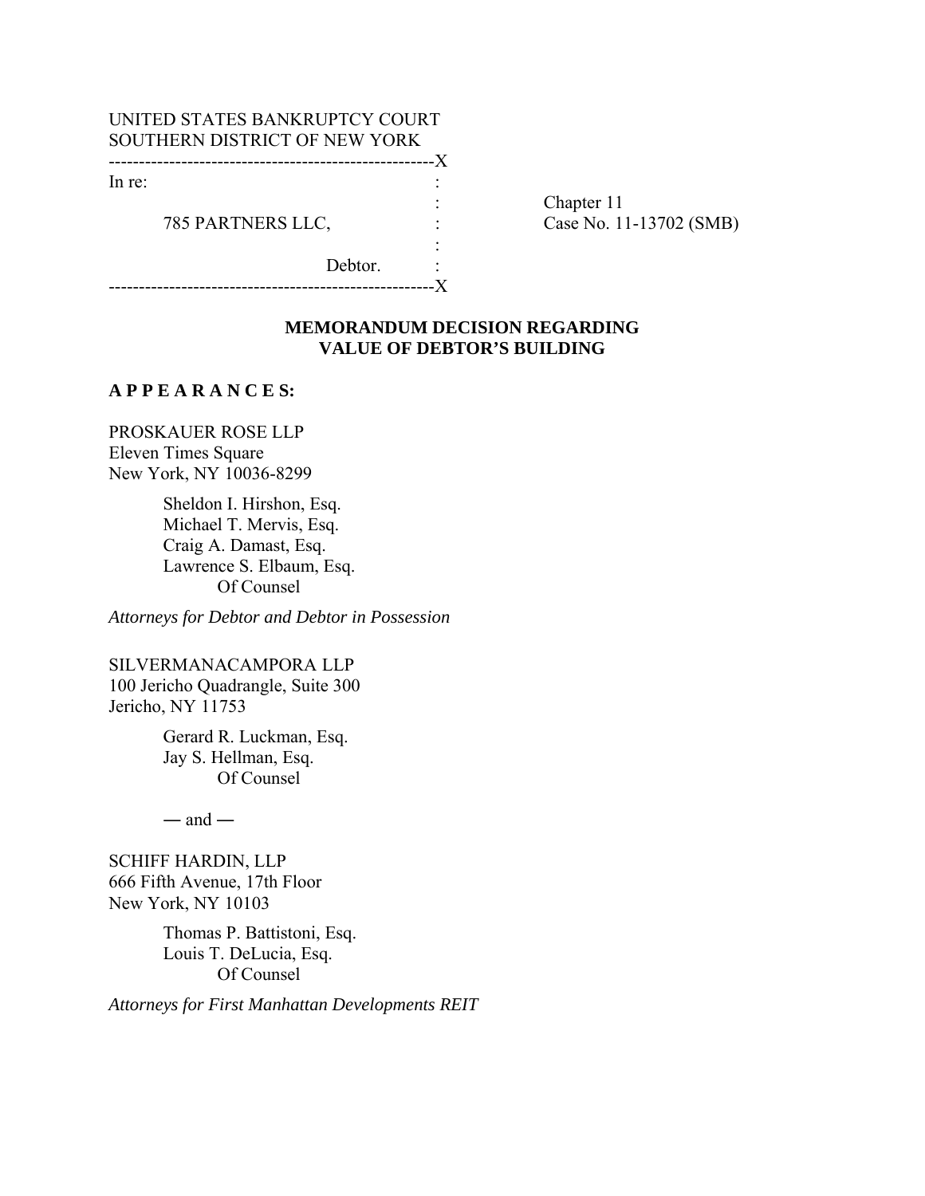UNITED STATES BANKRUPTCY COURT
SOUTHERN DISTRICT OF NEW YORK

```
-----------------------------------------------------X
In re:                                               :
                                                     :      Chapter 11
        785 PARTNERS LLC,                            :      Case No. 11-13702 (SMB)
                                                     :
                               Debtor.               :
-----------------------------------------------------X
```

**MEMORANDUM DECISION REGARDING VALUE OF DEBTOR'S BUILDING**

**A P P E A R A N C E S:**

PROSKAUER ROSE LLP
Eleven Times Square
New York, NY 10036-8299

> Sheldon I. Hirshon, Esq.
> Michael T. Mervis, Esq.
> Craig A. Damast, Esq.
> Lawrence S. Elbaum, Esq.
> Of Counsel

*Attorneys for Debtor and Debtor in Possession*

SILVERMANACAMPORA LLP
100 Jericho Quadrangle, Suite 300
Jericho, NY 11753

> Gerard R. Luckman, Esq.
> Jay S. Hellman, Esq.
> Of Counsel

— and —

SCHIFF HARDIN, LLP
666 Fifth Avenue, 17th Floor
New York, NY 10103

> Thomas P. Battistoni, Esq.
> Louis T. DeLucia, Esq.
> Of Counsel

*Attorneys for First Manhattan Developments REIT*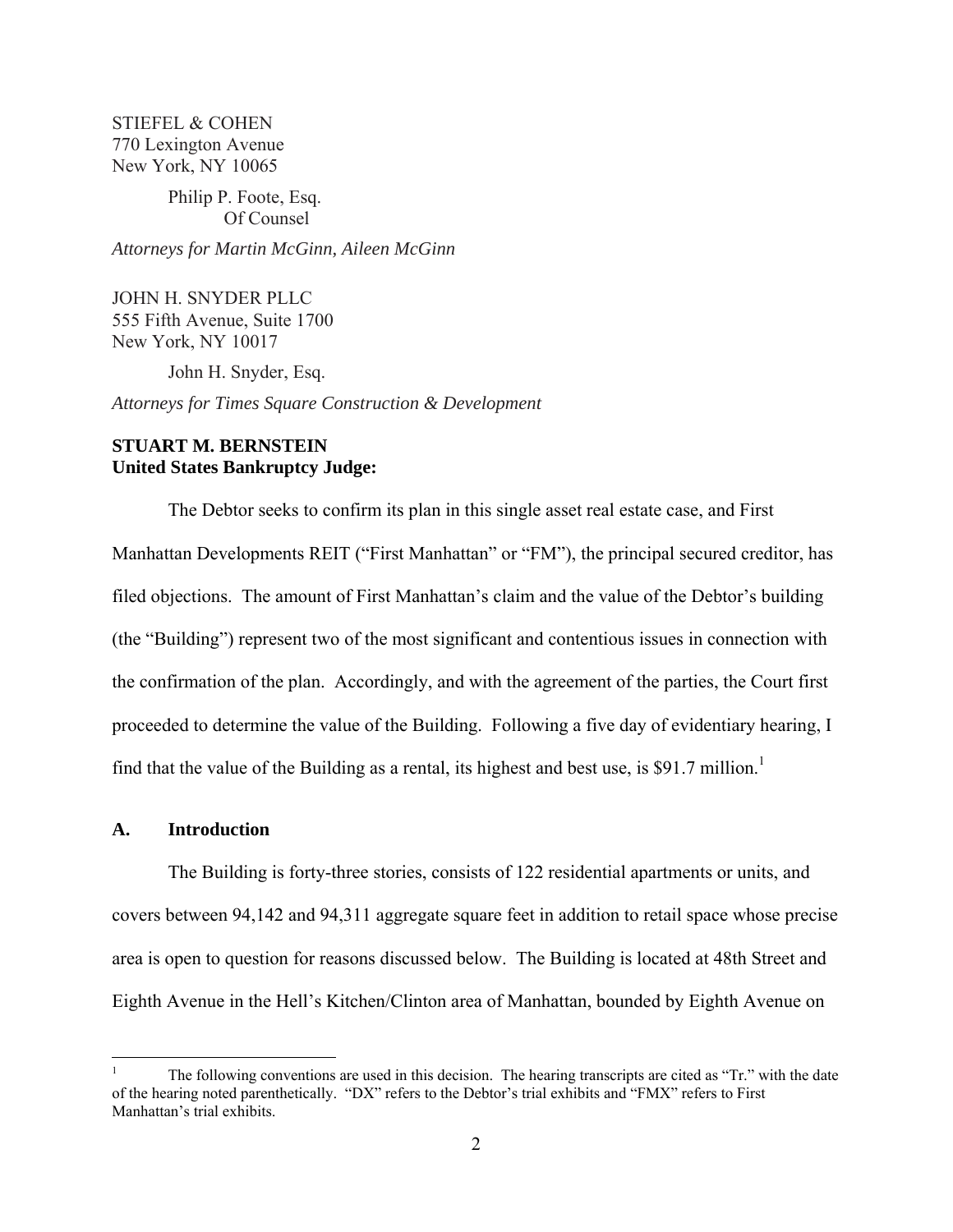STIEFEL & COHEN
770 Lexington Avenue
New York, NY 10065

Philip P. Foote, Esq.
Of Counsel

*Attorneys for Martin McGinn, Aileen McGinn*

JOHN H. SNYDER PLLC
555 Fifth Avenue, Suite 1700
New York, NY 10017

John H. Snyder, Esq.

*Attorneys for Times Square Construction & Development*

**STUART M. BERNSTEIN**
**United States Bankruptcy Judge:**

The Debtor seeks to confirm its plan in this single asset real estate case, and First Manhattan Developments REIT ("First Manhattan" or "FM"), the principal secured creditor, has filed objections. The amount of First Manhattan's claim and the value of the Debtor's building (the "Building") represent two of the most significant and contentious issues in connection with the confirmation of the plan. Accordingly, and with the agreement of the parties, the Court first proceeded to determine the value of the Building. Following a five day of evidentiary hearing, I find that the value of the Building as a rental, its highest and best use, is $91.7 million.[1]

## A. Introduction

The Building is forty-three stories, consists of 122 residential apartments or units, and covers between 94,142 and 94,311 aggregate square feet in addition to retail space whose precise area is open to question for reasons discussed below. The Building is located at 48th Street and Eighth Avenue in the Hell's Kitchen/Clinton area of Manhattan, bounded by Eighth Avenue on

[1] The following conventions are used in this decision. The hearing transcripts are cited as "Tr." with the date of the hearing noted parenthetically. "DX" refers to the Debtor's trial exhibits and "FMX" refers to First Manhattan's trial exhibits.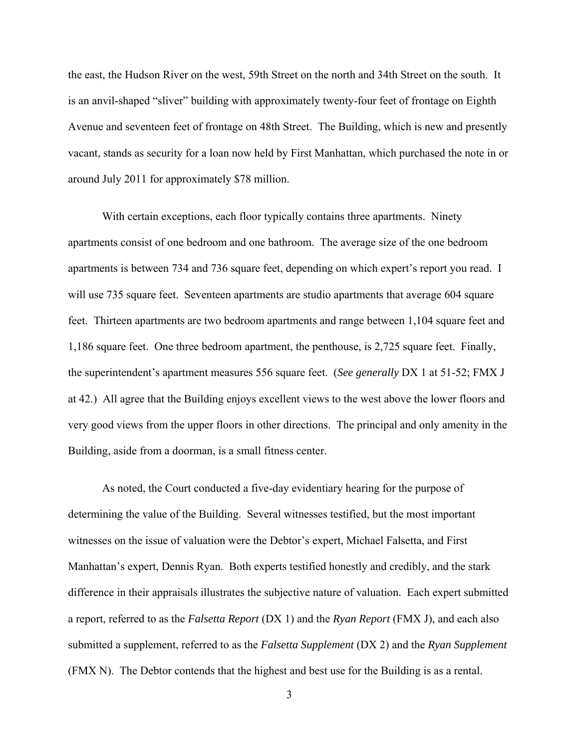the east, the Hudson River on the west, 59th Street on the north and 34th Street on the south. It is an anvil-shaped "sliver" building with approximately twenty-four feet of frontage on Eighth Avenue and seventeen feet of frontage on 48th Street. The Building, which is new and presently vacant, stands as security for a loan now held by First Manhattan, which purchased the note in or around July 2011 for approximately $78 million.

With certain exceptions, each floor typically contains three apartments. Ninety apartments consist of one bedroom and one bathroom. The average size of the one bedroom apartments is between 734 and 736 square feet, depending on which expert's report you read. I will use 735 square feet. Seventeen apartments are studio apartments that average 604 square feet. Thirteen apartments are two bedroom apartments and range between 1,104 square feet and 1,186 square feet. One three bedroom apartment, the penthouse, is 2,725 square feet. Finally, the superintendent's apartment measures 556 square feet. (*See generally* DX 1 at 51-52; FMX J at 42.) All agree that the Building enjoys excellent views to the west above the lower floors and very good views from the upper floors in other directions. The principal and only amenity in the Building, aside from a doorman, is a small fitness center.

As noted, the Court conducted a five-day evidentiary hearing for the purpose of determining the value of the Building. Several witnesses testified, but the most important witnesses on the issue of valuation were the Debtor's expert, Michael Falsetta, and First Manhattan's expert, Dennis Ryan. Both experts testified honestly and credibly, and the stark difference in their appraisals illustrates the subjective nature of valuation. Each expert submitted a report, referred to as the *Falsetta Report* (DX 1) and the *Ryan Report* (FMX J), and each also submitted a supplement, referred to as the *Falsetta Supplement* (DX 2) and the *Ryan Supplement* (FMX N). The Debtor contends that the highest and best use for the Building is as a rental.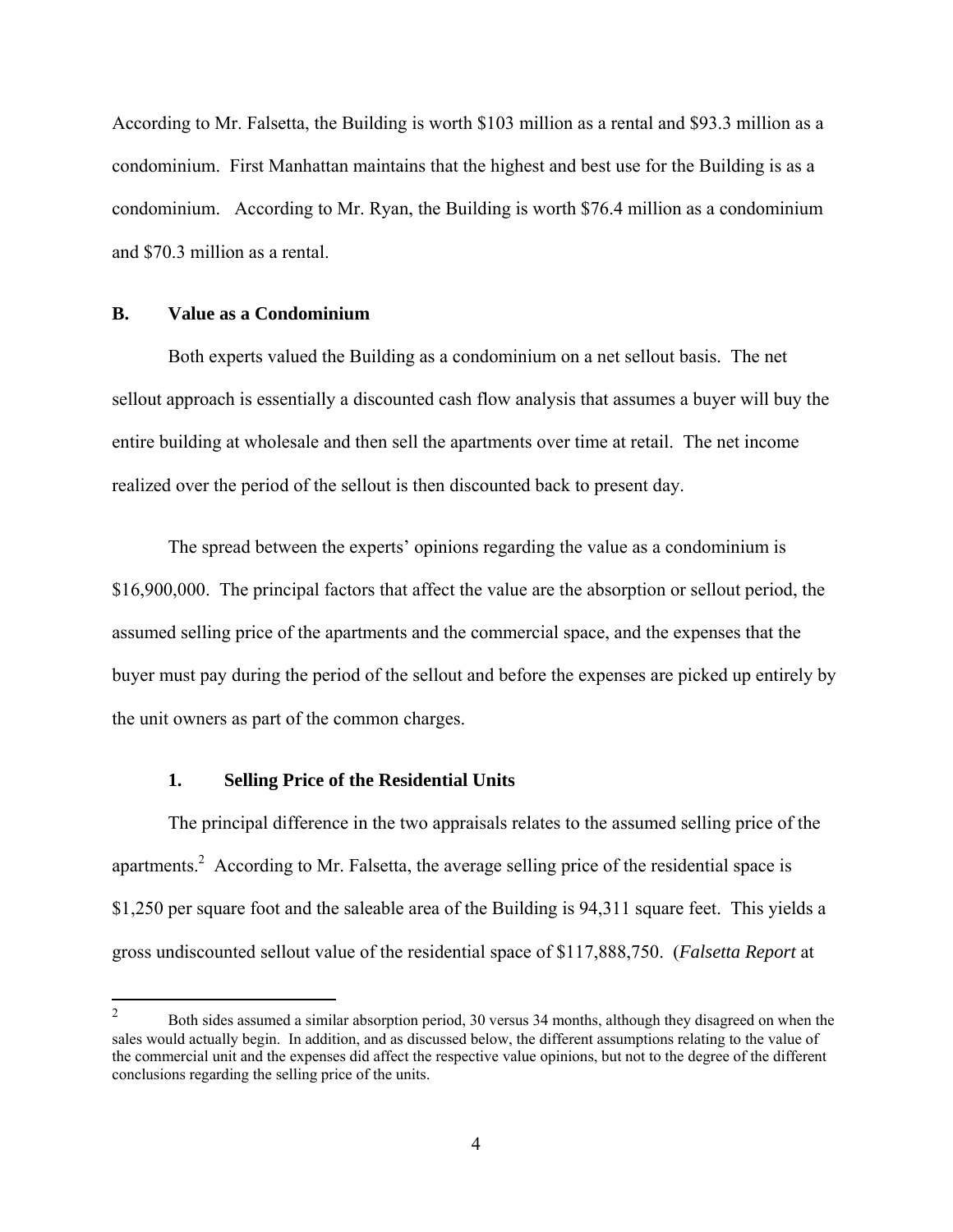According to Mr. Falsetta, the Building is worth $103 million as a rental and $93.3 million as a condominium. First Manhattan maintains that the highest and best use for the Building is as a condominium. According to Mr. Ryan, the Building is worth $76.4 million as a condominium and $70.3 million as a rental.

### B. Value as a Condominium

Both experts valued the Building as a condominium on a net sellout basis. The net sellout approach is essentially a discounted cash flow analysis that assumes a buyer will buy the entire building at wholesale and then sell the apartments over time at retail. The net income realized over the period of the sellout is then discounted back to present day.

The spread between the experts' opinions regarding the value as a condominium is $16,900,000. The principal factors that affect the value are the absorption or sellout period, the assumed selling price of the apartments and the commercial space, and the expenses that the buyer must pay during the period of the sellout and before the expenses are picked up entirely by the unit owners as part of the common charges.

#### 1. Selling Price of the Residential Units

The principal difference in the two appraisals relates to the assumed selling price of the apartments.[2] According to Mr. Falsetta, the average selling price of the residential space is $1,250 per square foot and the saleable area of the Building is 94,311 square feet. This yields a gross undiscounted sellout value of the residential space of $117,888,750. (*Falsetta Report* at

---

[2] Both sides assumed a similar absorption period, 30 versus 34 months, although they disagreed on when the sales would actually begin. In addition, and as discussed below, the different assumptions relating to the value of the commercial unit and the expenses did affect the respective value opinions, but not to the degree of the different conclusions regarding the selling price of the units.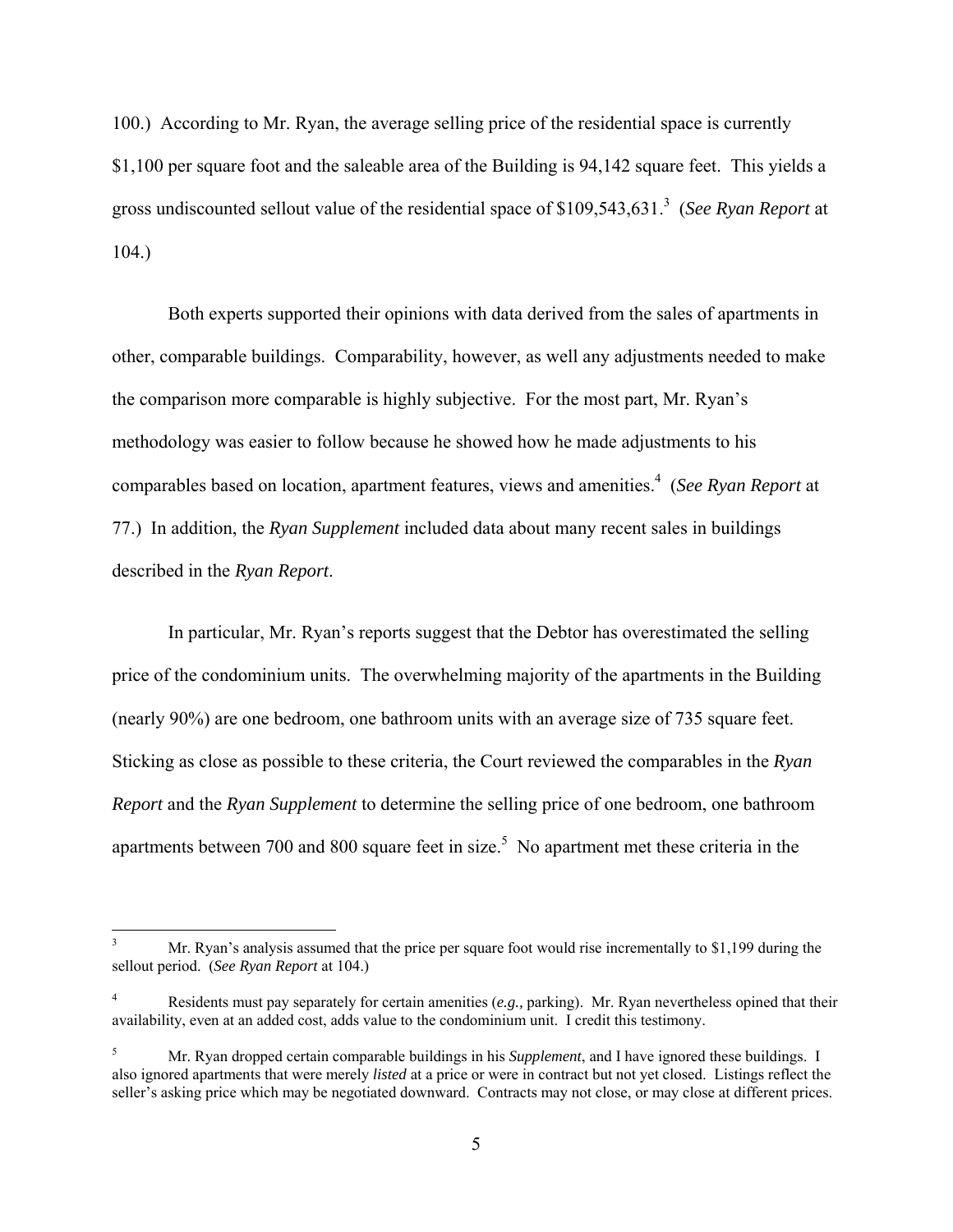100.) According to Mr. Ryan, the average selling price of the residential space is currently $1,100 per square foot and the saleable area of the Building is 94,142 square feet. This yields a gross undiscounted sellout value of the residential space of $109,543,631.[3] (*See Ryan Report* at 104.)

Both experts supported their opinions with data derived from the sales of apartments in other, comparable buildings. Comparability, however, as well any adjustments needed to make the comparison more comparable is highly subjective. For the most part, Mr. Ryan's methodology was easier to follow because he showed how he made adjustments to his comparables based on location, apartment features, views and amenities.[4] (*See Ryan Report* at 77.) In addition, the *Ryan Supplement* included data about many recent sales in buildings described in the *Ryan Report*.

In particular, Mr. Ryan's reports suggest that the Debtor has overestimated the selling price of the condominium units. The overwhelming majority of the apartments in the Building (nearly 90%) are one bedroom, one bathroom units with an average size of 735 square feet. Sticking as close as possible to these criteria, the Court reviewed the comparables in the *Ryan Report* and the *Ryan Supplement* to determine the selling price of one bedroom, one bathroom apartments between 700 and 800 square feet in size.[5] No apartment met these criteria in the

---

[3] Mr. Ryan's analysis assumed that the price per square foot would rise incrementally to $1,199 during the sellout period. (*See Ryan Report* at 104.)

[4] Residents must pay separately for certain amenities (*e.g.,* parking). Mr. Ryan nevertheless opined that their availability, even at an added cost, adds value to the condominium unit. I credit this testimony.

[5] Mr. Ryan dropped certain comparable buildings in his *Supplement*, and I have ignored these buildings. I also ignored apartments that were merely *listed* at a price or were in contract but not yet closed. Listings reflect the seller's asking price which may be negotiated downward. Contracts may not close, or may close at different prices.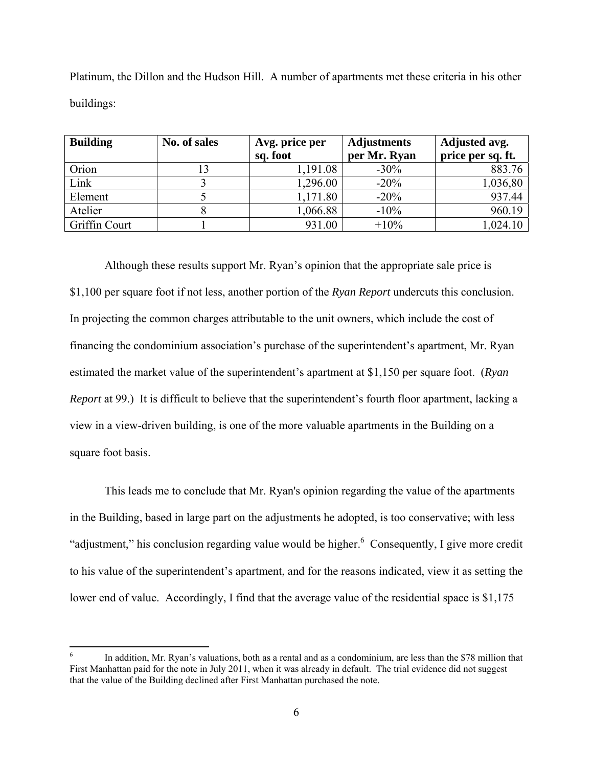Platinum, the Dillon and the Hudson Hill. A number of apartments met these criteria in his other buildings:

| Building | No. of sales | Avg. price per sq. foot | Adjustments per Mr. Ryan | Adjusted avg. price per sq. ft. |
|---|---|---|---|---|
| Orion | 13 | 1,191.08 | -30% | 883.76 |
| Link | 3 | 1,296.00 | -20% | 1,036,80 |
| Element | 5 | 1,171.80 | -20% | 937.44 |
| Atelier | 8 | 1,066.88 | -10% | 960.19 |
| Griffin Court | 1 | 931.00 | +10% | 1,024.10 |

Although these results support Mr. Ryan's opinion that the appropriate sale price is $1,100 per square foot if not less, another portion of the *Ryan Report* undercuts this conclusion. In projecting the common charges attributable to the unit owners, which include the cost of financing the condominium association's purchase of the superintendent's apartment, Mr. Ryan estimated the market value of the superintendent's apartment at $1,150 per square foot. (*Ryan Report* at 99.) It is difficult to believe that the superintendent's fourth floor apartment, lacking a view in a view-driven building, is one of the more valuable apartments in the Building on a square foot basis.

This leads me to conclude that Mr. Ryan's opinion regarding the value of the apartments in the Building, based in large part on the adjustments he adopted, is too conservative; with less "adjustment," his conclusion regarding value would be higher.[6] Consequently, I give more credit to his value of the superintendent's apartment, and for the reasons indicated, view it as setting the lower end of value. Accordingly, I find that the average value of the residential space is $1,175

---

[6] In addition, Mr. Ryan's valuations, both as a rental and as a condominium, are less than the $78 million that First Manhattan paid for the note in July 2011, when it was already in default. The trial evidence did not suggest that the value of the Building declined after First Manhattan purchased the note.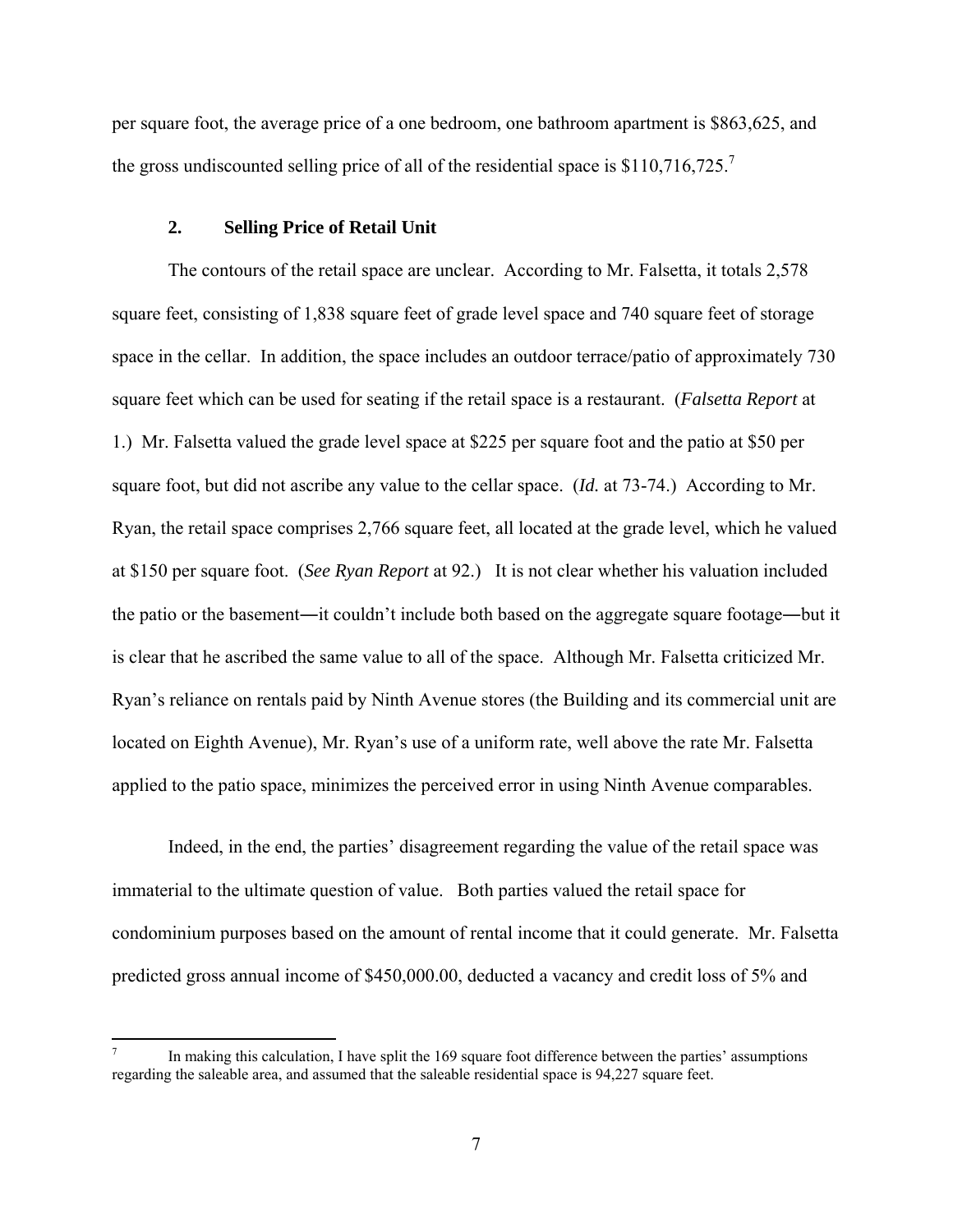per square foot, the average price of a one bedroom, one bathroom apartment is \$863,625, and the gross undiscounted selling price of all of the residential space is \$110,716,725.[7]

### 2. Selling Price of Retail Unit

The contours of the retail space are unclear. According to Mr. Falsetta, it totals 2,578 square feet, consisting of 1,838 square feet of grade level space and 740 square feet of storage space in the cellar. In addition, the space includes an outdoor terrace/patio of approximately 730 square feet which can be used for seating if the retail space is a restaurant. (*Falsetta Report* at 1.) Mr. Falsetta valued the grade level space at \$225 per square foot and the patio at \$50 per square foot, but did not ascribe any value to the cellar space. (*Id.* at 73-74.) According to Mr. Ryan, the retail space comprises 2,766 square feet, all located at the grade level, which he valued at \$150 per square foot. (*See Ryan Report* at 92.) It is not clear whether his valuation included the patio or the basement―it couldn't include both based on the aggregate square footage―but it is clear that he ascribed the same value to all of the space. Although Mr. Falsetta criticized Mr. Ryan's reliance on rentals paid by Ninth Avenue stores (the Building and its commercial unit are located on Eighth Avenue), Mr. Ryan's use of a uniform rate, well above the rate Mr. Falsetta applied to the patio space, minimizes the perceived error in using Ninth Avenue comparables.

Indeed, in the end, the parties' disagreement regarding the value of the retail space was immaterial to the ultimate question of value. Both parties valued the retail space for condominium purposes based on the amount of rental income that it could generate. Mr. Falsetta predicted gross annual income of \$450,000.00, deducted a vacancy and credit loss of 5% and

---

[7] In making this calculation, I have split the 169 square foot difference between the parties' assumptions regarding the saleable area, and assumed that the saleable residential space is 94,227 square feet.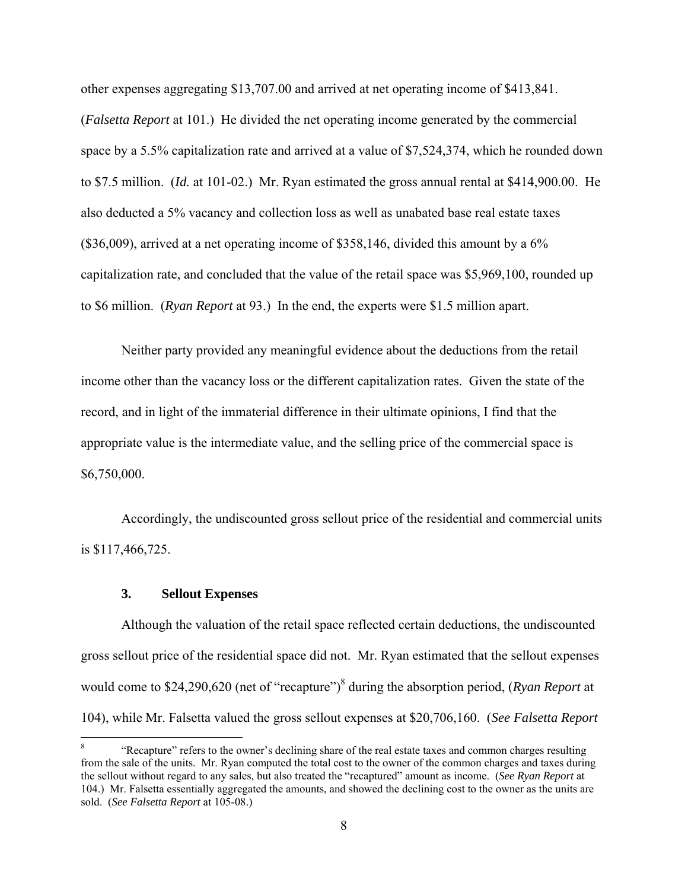other expenses aggregating $13,707.00 and arrived at net operating income of $413,841. (*Falsetta Report* at 101.) He divided the net operating income generated by the commercial space by a 5.5% capitalization rate and arrived at a value of $7,524,374, which he rounded down to $7.5 million. (*Id.* at 101-02.) Mr. Ryan estimated the gross annual rental at $414,900.00. He also deducted a 5% vacancy and collection loss as well as unabated base real estate taxes ($36,009), arrived at a net operating income of $358,146, divided this amount by a 6% capitalization rate, and concluded that the value of the retail space was $5,969,100, rounded up to $6 million. (*Ryan Report* at 93.) In the end, the experts were $1.5 million apart.

Neither party provided any meaningful evidence about the deductions from the retail income other than the vacancy loss or the different capitalization rates. Given the state of the record, and in light of the immaterial difference in their ultimate opinions, I find that the appropriate value is the intermediate value, and the selling price of the commercial space is $6,750,000.

Accordingly, the undiscounted gross sellout price of the residential and commercial units is $117,466,725.

### 3. Sellout Expenses

Although the valuation of the retail space reflected certain deductions, the undiscounted gross sellout price of the residential space did not. Mr. Ryan estimated that the sellout expenses would come to $24,290,620 (net of "recapture")[8] during the absorption period, (*Ryan Report* at 104), while Mr. Falsetta valued the gross sellout expenses at $20,706,160. (*See Falsetta Report*

[8] "Recapture" refers to the owner's declining share of the real estate taxes and common charges resulting from the sale of the units. Mr. Ryan computed the total cost to the owner of the common charges and taxes during the sellout without regard to any sales, but also treated the "recaptured" amount as income. (*See Ryan Report* at 104.) Mr. Falsetta essentially aggregated the amounts, and showed the declining cost to the owner as the units are sold. (*See Falsetta Report* at 105-08.)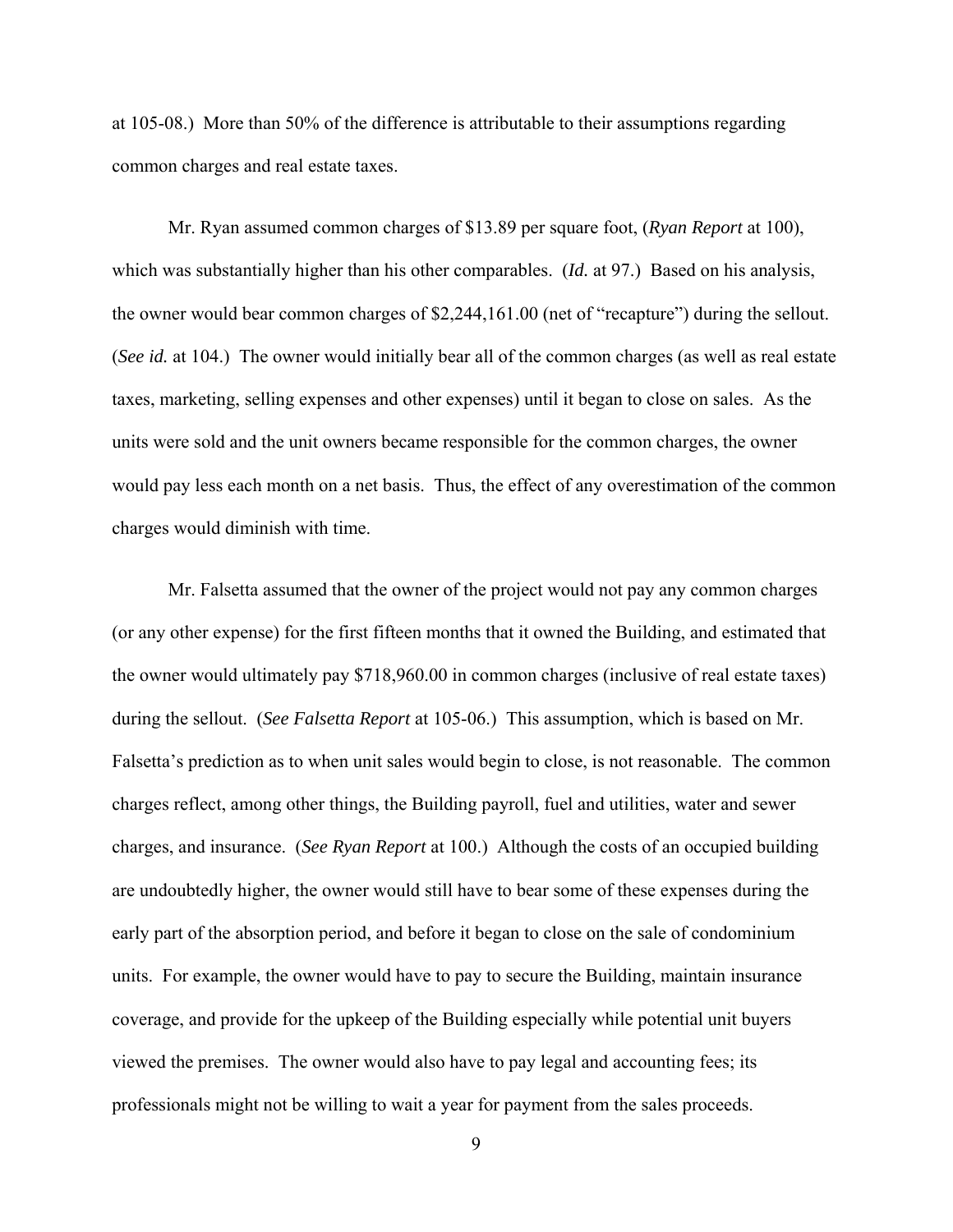at 105-08.) More than 50% of the difference is attributable to their assumptions regarding common charges and real estate taxes.

Mr. Ryan assumed common charges of $13.89 per square foot, (*Ryan Report* at 100), which was substantially higher than his other comparables. (*Id.* at 97.) Based on his analysis, the owner would bear common charges of $2,244,161.00 (net of "recapture") during the sellout. (*See id.* at 104.) The owner would initially bear all of the common charges (as well as real estate taxes, marketing, selling expenses and other expenses) until it began to close on sales. As the units were sold and the unit owners became responsible for the common charges, the owner would pay less each month on a net basis. Thus, the effect of any overestimation of the common charges would diminish with time.

Mr. Falsetta assumed that the owner of the project would not pay any common charges (or any other expense) for the first fifteen months that it owned the Building, and estimated that the owner would ultimately pay $718,960.00 in common charges (inclusive of real estate taxes) during the sellout. (*See Falsetta Report* at 105-06.) This assumption, which is based on Mr. Falsetta's prediction as to when unit sales would begin to close, is not reasonable. The common charges reflect, among other things, the Building payroll, fuel and utilities, water and sewer charges, and insurance. (*See Ryan Report* at 100.) Although the costs of an occupied building are undoubtedly higher, the owner would still have to bear some of these expenses during the early part of the absorption period, and before it began to close on the sale of condominium units. For example, the owner would have to pay to secure the Building, maintain insurance coverage, and provide for the upkeep of the Building especially while potential unit buyers viewed the premises. The owner would also have to pay legal and accounting fees; its professionals might not be willing to wait a year for payment from the sales proceeds.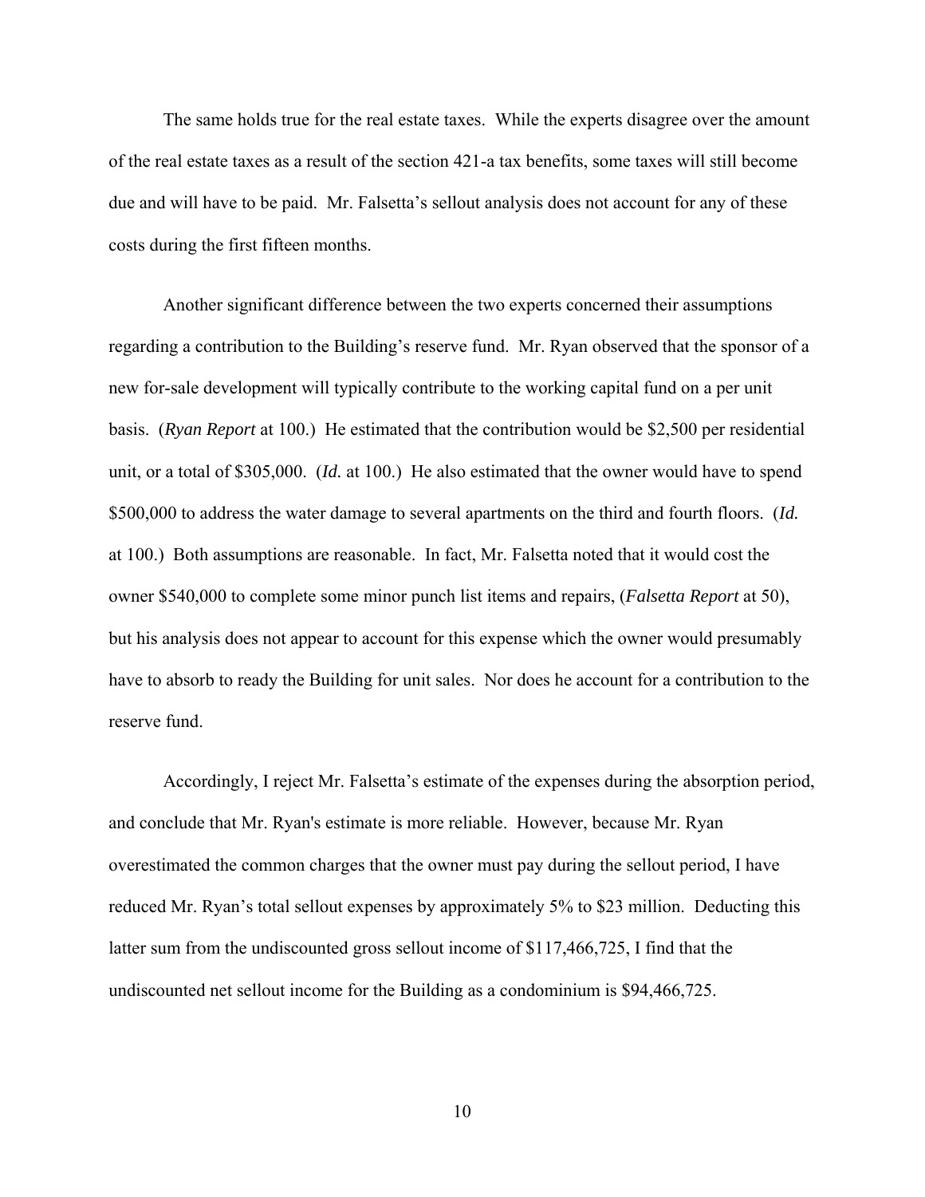The same holds true for the real estate taxes. While the experts disagree over the amount of the real estate taxes as a result of the section 421-a tax benefits, some taxes will still become due and will have to be paid. Mr. Falsetta's sellout analysis does not account for any of these costs during the first fifteen months.

Another significant difference between the two experts concerned their assumptions regarding a contribution to the Building's reserve fund. Mr. Ryan observed that the sponsor of a new for-sale development will typically contribute to the working capital fund on a per unit basis. (*Ryan Report* at 100.) He estimated that the contribution would be $2,500 per residential unit, or a total of $305,000. (*Id.* at 100.) He also estimated that the owner would have to spend $500,000 to address the water damage to several apartments on the third and fourth floors. (*Id.* at 100.) Both assumptions are reasonable. In fact, Mr. Falsetta noted that it would cost the owner $540,000 to complete some minor punch list items and repairs, (*Falsetta Report* at 50), but his analysis does not appear to account for this expense which the owner would presumably have to absorb to ready the Building for unit sales. Nor does he account for a contribution to the reserve fund.

Accordingly, I reject Mr. Falsetta's estimate of the expenses during the absorption period, and conclude that Mr. Ryan's estimate is more reliable. However, because Mr. Ryan overestimated the common charges that the owner must pay during the sellout period, I have reduced Mr. Ryan's total sellout expenses by approximately 5% to $23 million. Deducting this latter sum from the undiscounted gross sellout income of $117,466,725, I find that the undiscounted net sellout income for the Building as a condominium is $94,466,725.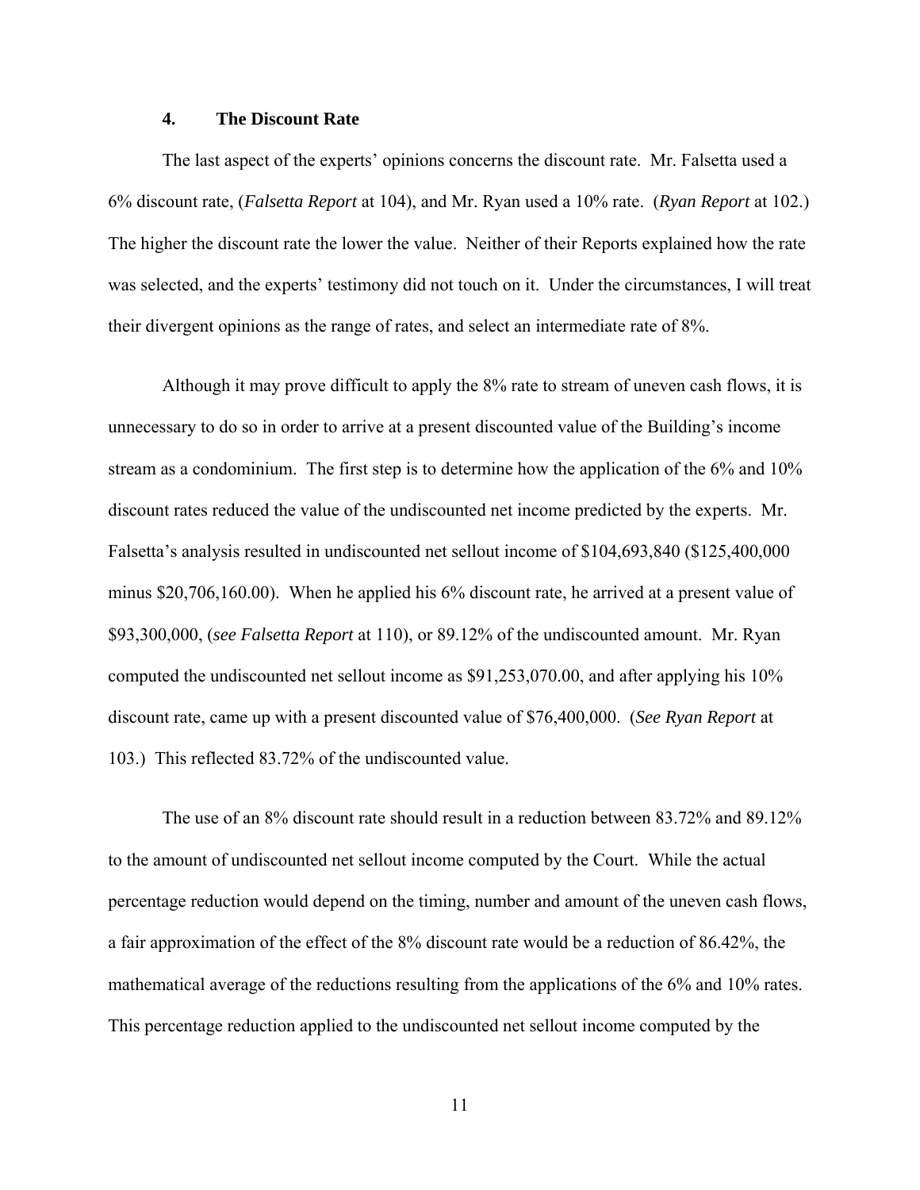### 4. The Discount Rate

The last aspect of the experts' opinions concerns the discount rate. Mr. Falsetta used a 6% discount rate, (*Falsetta Report* at 104), and Mr. Ryan used a 10% rate. (*Ryan Report* at 102.) The higher the discount rate the lower the value. Neither of their Reports explained how the rate was selected, and the experts' testimony did not touch on it. Under the circumstances, I will treat their divergent opinions as the range of rates, and select an intermediate rate of 8%.

Although it may prove difficult to apply the 8% rate to stream of uneven cash flows, it is unnecessary to do so in order to arrive at a present discounted value of the Building's income stream as a condominium. The first step is to determine how the application of the 6% and 10% discount rates reduced the value of the undiscounted net income predicted by the experts. Mr. Falsetta's analysis resulted in undiscounted net sellout income of $104,693,840 ($125,400,000 minus $20,706,160.00). When he applied his 6% discount rate, he arrived at a present value of $93,300,000, (*see Falsetta Report* at 110), or 89.12% of the undiscounted amount. Mr. Ryan computed the undiscounted net sellout income as $91,253,070.00, and after applying his 10% discount rate, came up with a present discounted value of $76,400,000. (*See Ryan Report* at 103.) This reflected 83.72% of the undiscounted value.

The use of an 8% discount rate should result in a reduction between 83.72% and 89.12% to the amount of undiscounted net sellout income computed by the Court. While the actual percentage reduction would depend on the timing, number and amount of the uneven cash flows, a fair approximation of the effect of the 8% discount rate would be a reduction of 86.42%, the mathematical average of the reductions resulting from the applications of the 6% and 10% rates. This percentage reduction applied to the undiscounted net sellout income computed by the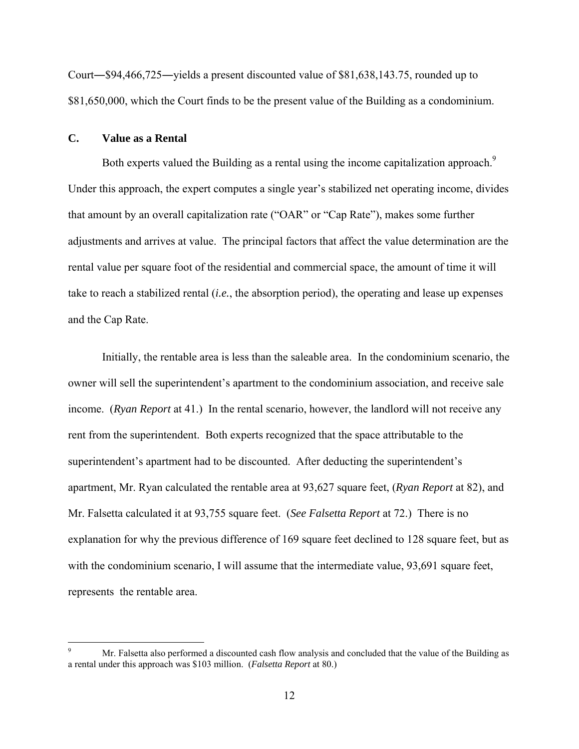Court―$94,466,725―yields a present discounted value of $81,638,143.75, rounded up to $81,650,000, which the Court finds to be the present value of the Building as a condominium.

### C. Value as a Rental

Both experts valued the Building as a rental using the income capitalization approach.[9] Under this approach, the expert computes a single year's stabilized net operating income, divides that amount by an overall capitalization rate ("OAR" or "Cap Rate"), makes some further adjustments and arrives at value. The principal factors that affect the value determination are the rental value per square foot of the residential and commercial space, the amount of time it will take to reach a stabilized rental (*i.e.*, the absorption period), the operating and lease up expenses and the Cap Rate.

Initially, the rentable area is less than the saleable area. In the condominium scenario, the owner will sell the superintendent's apartment to the condominium association, and receive sale income. (*Ryan Report* at 41.) In the rental scenario, however, the landlord will not receive any rent from the superintendent. Both experts recognized that the space attributable to the superintendent's apartment had to be discounted. After deducting the superintendent's apartment, Mr. Ryan calculated the rentable area at 93,627 square feet, (*Ryan Report* at 82), and Mr. Falsetta calculated it at 93,755 square feet. (*See Falsetta Report* at 72.) There is no explanation for why the previous difference of 169 square feet declined to 128 square feet, but as with the condominium scenario, I will assume that the intermediate value, 93,691 square feet, represents the rentable area.

---

[9] Mr. Falsetta also performed a discounted cash flow analysis and concluded that the value of the Building as a rental under this approach was $103 million. (*Falsetta Report* at 80.)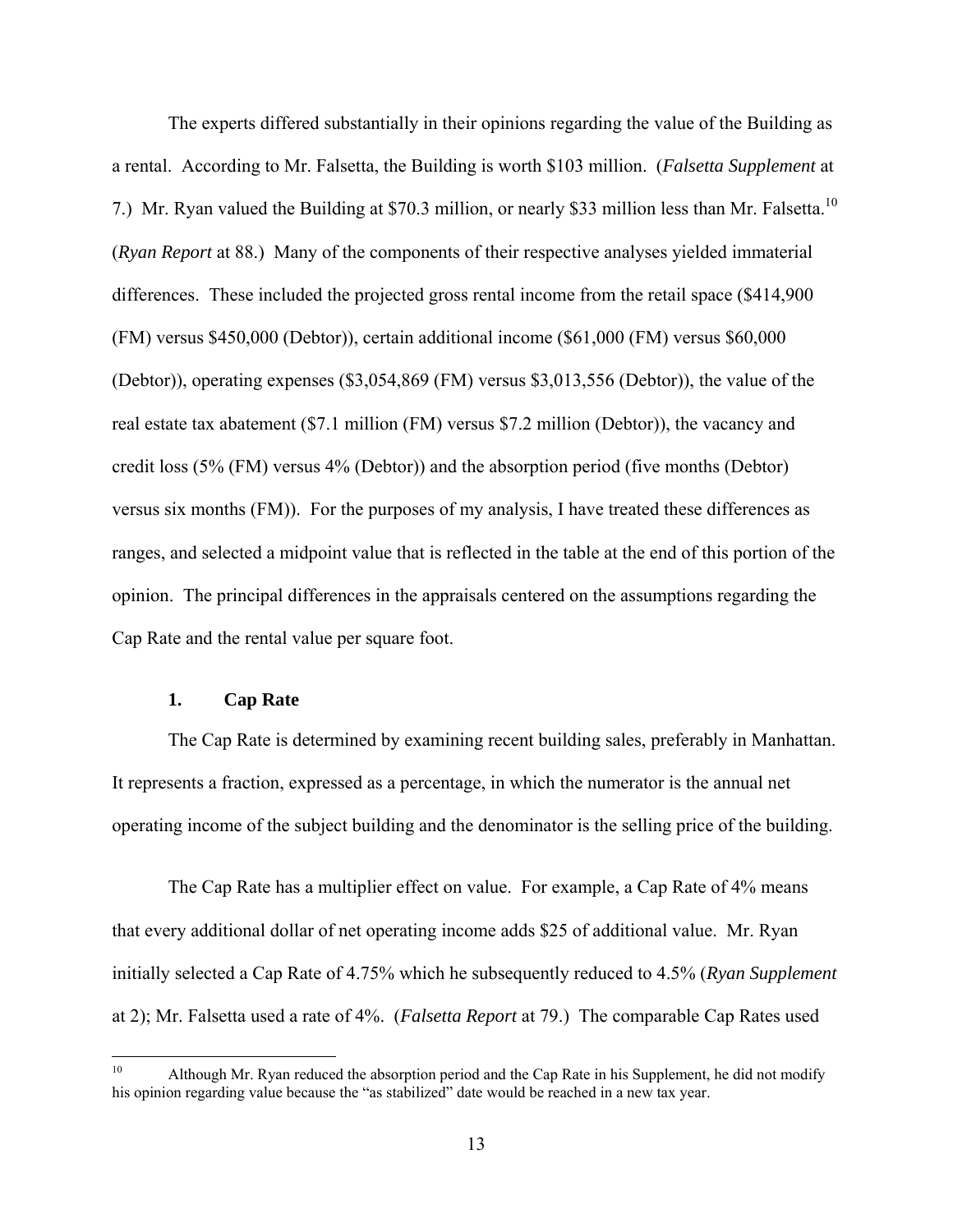The experts differed substantially in their opinions regarding the value of the Building as a rental. According to Mr. Falsetta, the Building is worth \$103 million. (*Falsetta Supplement* at 7.) Mr. Ryan valued the Building at \$70.3 million, or nearly \$33 million less than Mr. Falsetta.[10] (*Ryan Report* at 88.) Many of the components of their respective analyses yielded immaterial differences. These included the projected gross rental income from the retail space (\$414,900 (FM) versus \$450,000 (Debtor)), certain additional income (\$61,000 (FM) versus \$60,000 (Debtor)), operating expenses (\$3,054,869 (FM) versus \$3,013,556 (Debtor)), the value of the real estate tax abatement (\$7.1 million (FM) versus \$7.2 million (Debtor)), the vacancy and credit loss (5% (FM) versus 4% (Debtor)) and the absorption period (five months (Debtor) versus six months (FM)). For the purposes of my analysis, I have treated these differences as ranges, and selected a midpoint value that is reflected in the table at the end of this portion of the opinion. The principal differences in the appraisals centered on the assumptions regarding the Cap Rate and the rental value per square foot.

### 1. Cap Rate

The Cap Rate is determined by examining recent building sales, preferably in Manhattan. It represents a fraction, expressed as a percentage, in which the numerator is the annual net operating income of the subject building and the denominator is the selling price of the building.

The Cap Rate has a multiplier effect on value. For example, a Cap Rate of 4% means that every additional dollar of net operating income adds \$25 of additional value. Mr. Ryan initially selected a Cap Rate of 4.75% which he subsequently reduced to 4.5% (*Ryan Supplement* at 2); Mr. Falsetta used a rate of 4%. (*Falsetta Report* at 79.) The comparable Cap Rates used

---

[10] Although Mr. Ryan reduced the absorption period and the Cap Rate in his Supplement, he did not modify his opinion regarding value because the "as stabilized" date would be reached in a new tax year.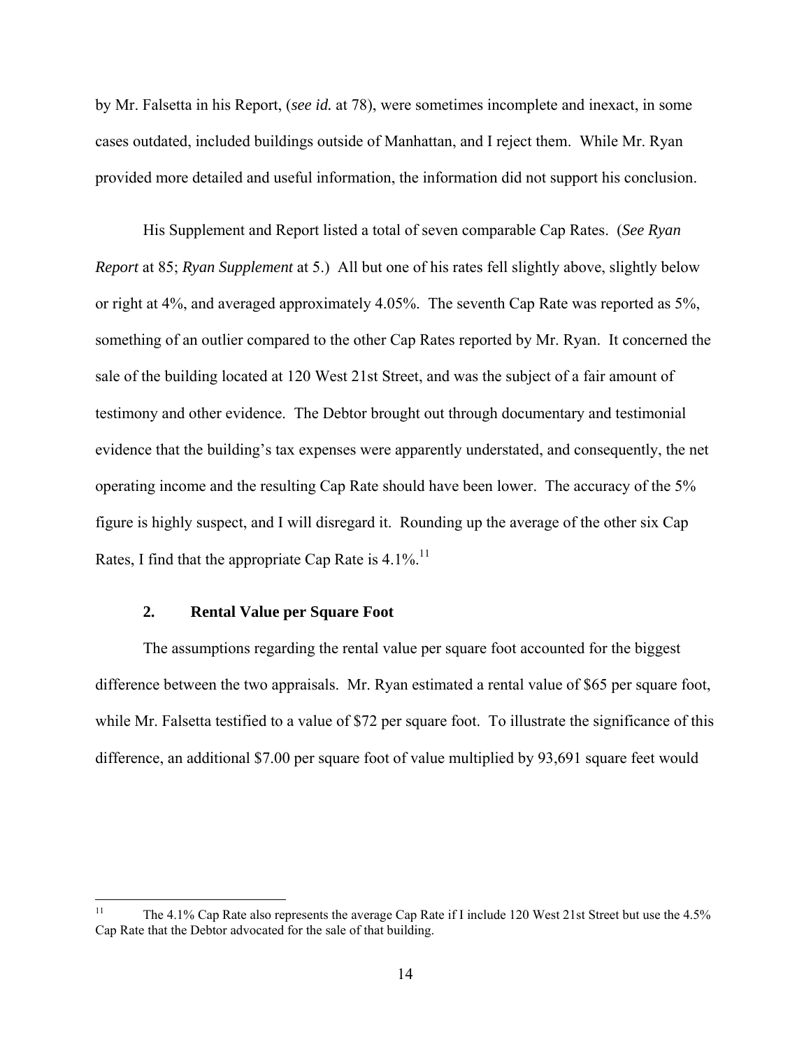by Mr. Falsetta in his Report, (*see id.* at 78), were sometimes incomplete and inexact, in some cases outdated, included buildings outside of Manhattan, and I reject them. While Mr. Ryan provided more detailed and useful information, the information did not support his conclusion.

His Supplement and Report listed a total of seven comparable Cap Rates. (*See Ryan Report* at 85; *Ryan Supplement* at 5.) All but one of his rates fell slightly above, slightly below or right at 4%, and averaged approximately 4.05%. The seventh Cap Rate was reported as 5%, something of an outlier compared to the other Cap Rates reported by Mr. Ryan. It concerned the sale of the building located at 120 West 21st Street, and was the subject of a fair amount of testimony and other evidence. The Debtor brought out through documentary and testimonial evidence that the building's tax expenses were apparently understated, and consequently, the net operating income and the resulting Cap Rate should have been lower. The accuracy of the 5% figure is highly suspect, and I will disregard it. Rounding up the average of the other six Cap Rates, I find that the appropriate Cap Rate is 4.1%.[11]

### 2. Rental Value per Square Foot

The assumptions regarding the rental value per square foot accounted for the biggest difference between the two appraisals. Mr. Ryan estimated a rental value of $65 per square foot, while Mr. Falsetta testified to a value of $72 per square foot. To illustrate the significance of this difference, an additional $7.00 per square foot of value multiplied by 93,691 square feet would

---

[11] The 4.1% Cap Rate also represents the average Cap Rate if I include 120 West 21st Street but use the 4.5% Cap Rate that the Debtor advocated for the sale of that building.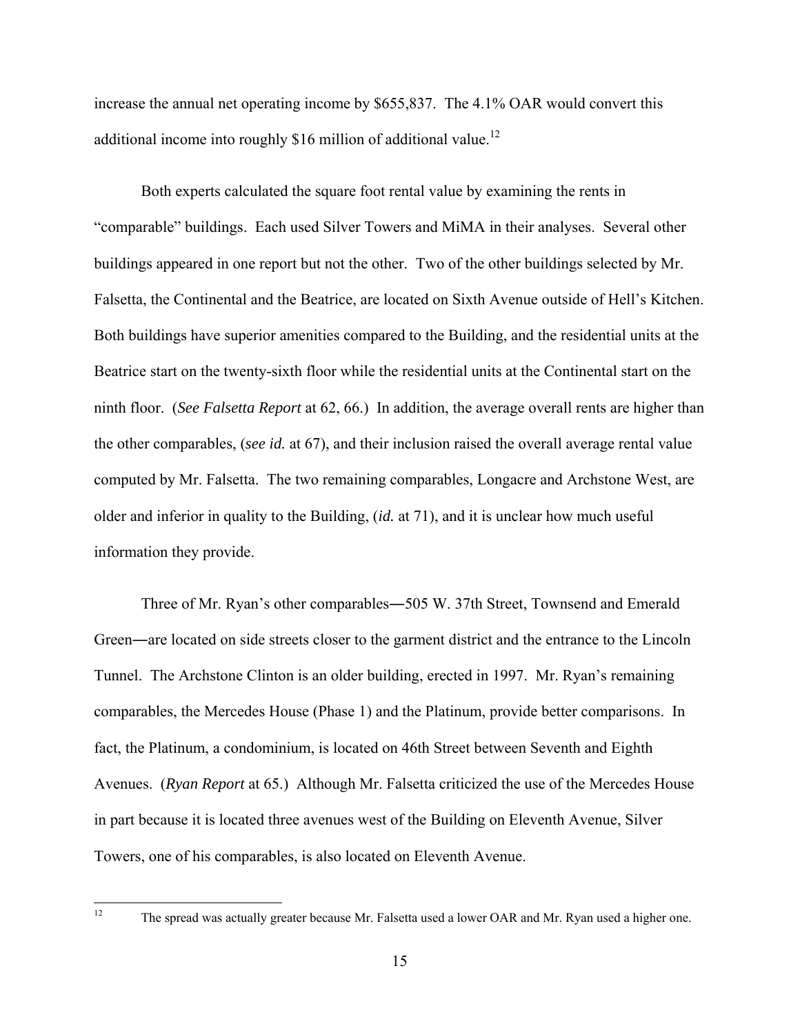increase the annual net operating income by $655,837. The 4.1% OAR would convert this additional income into roughly $16 million of additional value.[12]

Both experts calculated the square foot rental value by examining the rents in "comparable" buildings. Each used Silver Towers and MiMA in their analyses. Several other buildings appeared in one report but not the other. Two of the other buildings selected by Mr. Falsetta, the Continental and the Beatrice, are located on Sixth Avenue outside of Hell's Kitchen. Both buildings have superior amenities compared to the Building, and the residential units at the Beatrice start on the twenty-sixth floor while the residential units at the Continental start on the ninth floor. (*See Falsetta Report* at 62, 66.) In addition, the average overall rents are higher than the other comparables, (*see id.* at 67), and their inclusion raised the overall average rental value computed by Mr. Falsetta. The two remaining comparables, Longacre and Archstone West, are older and inferior in quality to the Building, (*id.* at 71), and it is unclear how much useful information they provide.

Three of Mr. Ryan's other comparables―505 W. 37th Street, Townsend and Emerald Green―are located on side streets closer to the garment district and the entrance to the Lincoln Tunnel. The Archstone Clinton is an older building, erected in 1997. Mr. Ryan's remaining comparables, the Mercedes House (Phase 1) and the Platinum, provide better comparisons. In fact, the Platinum, a condominium, is located on 46th Street between Seventh and Eighth Avenues. (*Ryan Report* at 65.) Although Mr. Falsetta criticized the use of the Mercedes House in part because it is located three avenues west of the Building on Eleventh Avenue, Silver Towers, one of his comparables, is also located on Eleventh Avenue.

---

[12] The spread was actually greater because Mr. Falsetta used a lower OAR and Mr. Ryan used a higher one.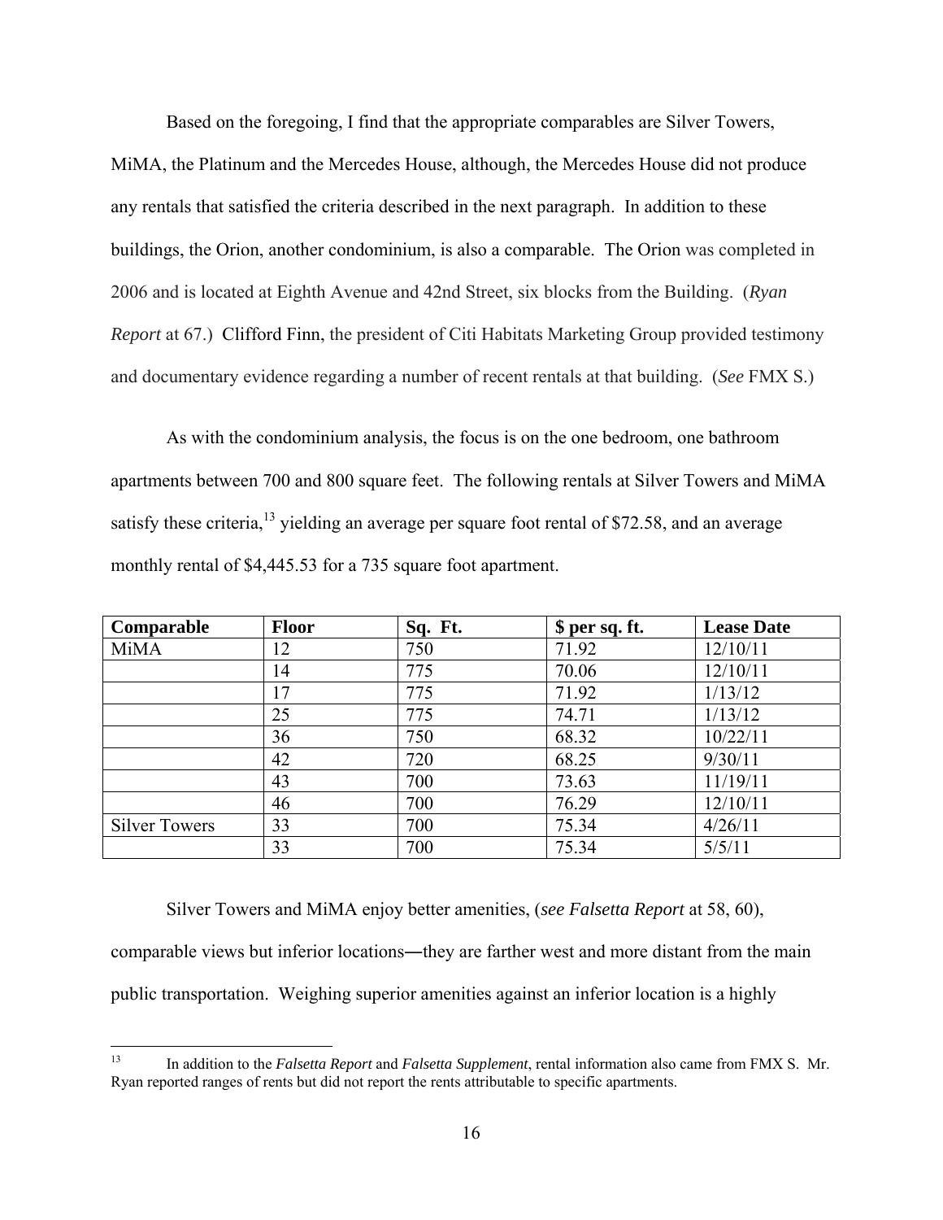Based on the foregoing, I find that the appropriate comparables are Silver Towers, MiMA, the Platinum and the Mercedes House, although, the Mercedes House did not produce any rentals that satisfied the criteria described in the next paragraph. In addition to these buildings, the Orion, another condominium, is also a comparable. The Orion was completed in 2006 and is located at Eighth Avenue and 42nd Street, six blocks from the Building. (*Ryan Report* at 67.) Clifford Finn, the president of Citi Habitats Marketing Group provided testimony and documentary evidence regarding a number of recent rentals at that building. (*See* FMX S.)

As with the condominium analysis, the focus is on the one bedroom, one bathroom apartments between 700 and 800 square feet. The following rentals at Silver Towers and MiMA satisfy these criteria,[13] yielding an average per square foot rental of $72.58, and an average monthly rental of $4,445.53 for a 735 square foot apartment.

| Comparable | Floor | Sq. Ft. | $ per sq. ft. | Lease Date |
|---|---|---|---|---|
| MiMA | 12 | 750 | 71.92 | 12/10/11 |
| | 14 | 775 | 70.06 | 12/10/11 |
| | 17 | 775 | 71.92 | 1/13/12 |
| | 25 | 775 | 74.71 | 1/13/12 |
| | 36 | 750 | 68.32 | 10/22/11 |
| | 42 | 720 | 68.25 | 9/30/11 |
| | 43 | 700 | 73.63 | 11/19/11 |
| | 46 | 700 | 76.29 | 12/10/11 |
| Silver Towers | 33 | 700 | 75.34 | 4/26/11 |
| | 33 | 700 | 75.34 | 5/5/11 |

Silver Towers and MiMA enjoy better amenities, (*see Falsetta Report* at 58, 60), comparable views but inferior locations―they are farther west and more distant from the main public transportation. Weighing superior amenities against an inferior location is a highly

[13] In addition to the *Falsetta Report* and *Falsetta Supplement*, rental information also came from FMX S. Mr. Ryan reported ranges of rents but did not report the rents attributable to specific apartments.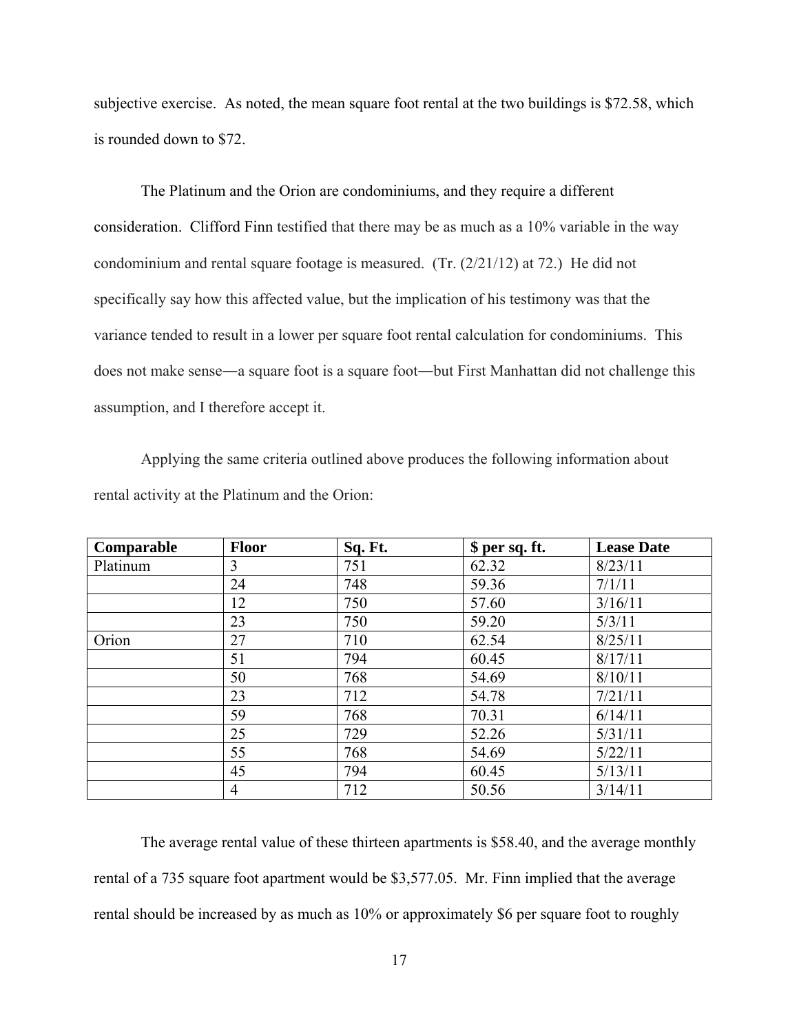subjective exercise. As noted, the mean square foot rental at the two buildings is $72.58, which is rounded down to $72.

The Platinum and the Orion are condominiums, and they require a different consideration. Clifford Finn testified that there may be as much as a 10% variable in the way condominium and rental square footage is measured. (Tr. (2/21/12) at 72.) He did not specifically say how this affected value, but the implication of his testimony was that the variance tended to result in a lower per square foot rental calculation for condominiums. This does not make sense—a square foot is a square foot—but First Manhattan did not challenge this assumption, and I therefore accept it.

Applying the same criteria outlined above produces the following information about rental activity at the Platinum and the Orion:

| Comparable | Floor | Sq. Ft. | $ per sq. ft. | Lease Date |
|---|---|---|---|---|
| Platinum | 3 | 751 | 62.32 | 8/23/11 |
| | 24 | 748 | 59.36 | 7/1/11 |
| | 12 | 750 | 57.60 | 3/16/11 |
| | 23 | 750 | 59.20 | 5/3/11 |
| Orion | 27 | 710 | 62.54 | 8/25/11 |
| | 51 | 794 | 60.45 | 8/17/11 |
| | 50 | 768 | 54.69 | 8/10/11 |
| | 23 | 712 | 54.78 | 7/21/11 |
| | 59 | 768 | 70.31 | 6/14/11 |
| | 25 | 729 | 52.26 | 5/31/11 |
| | 55 | 768 | 54.69 | 5/22/11 |
| | 45 | 794 | 60.45 | 5/13/11 |
| | 4 | 712 | 50.56 | 3/14/11 |

The average rental value of these thirteen apartments is $58.40, and the average monthly rental of a 735 square foot apartment would be $3,577.05. Mr. Finn implied that the average rental should be increased by as much as 10% or approximately $6 per square foot to roughly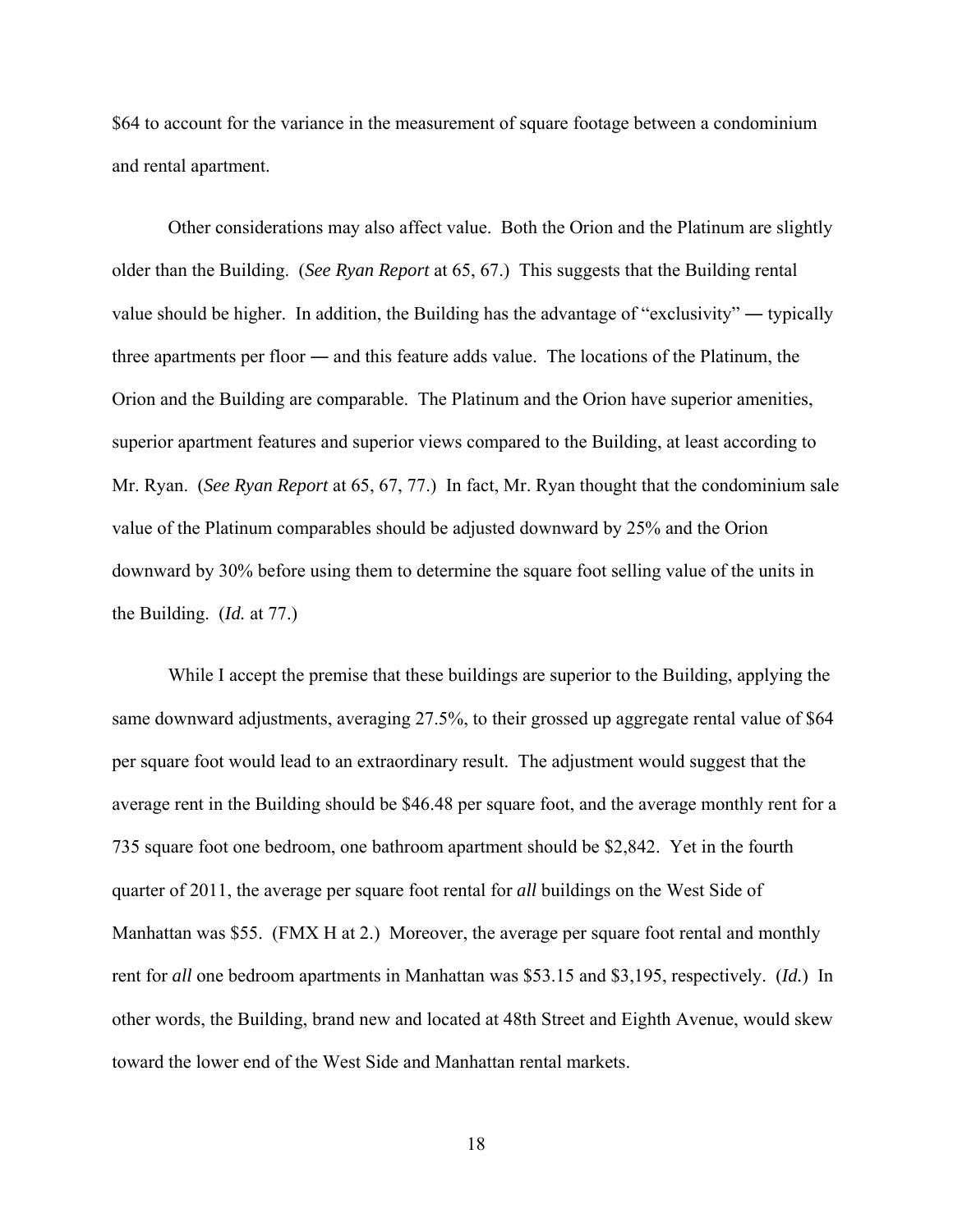$64 to account for the variance in the measurement of square footage between a condominium and rental apartment.

Other considerations may also affect value. Both the Orion and the Platinum are slightly older than the Building. (*See Ryan Report* at 65, 67.) This suggests that the Building rental value should be higher. In addition, the Building has the advantage of "exclusivity" ― typically three apartments per floor ― and this feature adds value. The locations of the Platinum, the Orion and the Building are comparable. The Platinum and the Orion have superior amenities, superior apartment features and superior views compared to the Building, at least according to Mr. Ryan. (*See Ryan Report* at 65, 67, 77.) In fact, Mr. Ryan thought that the condominium sale value of the Platinum comparables should be adjusted downward by 25% and the Orion downward by 30% before using them to determine the square foot selling value of the units in the Building. (*Id.* at 77.)

While I accept the premise that these buildings are superior to the Building, applying the same downward adjustments, averaging 27.5%, to their grossed up aggregate rental value of $64 per square foot would lead to an extraordinary result. The adjustment would suggest that the average rent in the Building should be $46.48 per square foot, and the average monthly rent for a 735 square foot one bedroom, one bathroom apartment should be $2,842. Yet in the fourth quarter of 2011, the average per square foot rental for *all* buildings on the West Side of Manhattan was $55. (FMX H at 2.) Moreover, the average per square foot rental and monthly rent for *all* one bedroom apartments in Manhattan was $53.15 and $3,195, respectively. (*Id.*) In other words, the Building, brand new and located at 48th Street and Eighth Avenue, would skew toward the lower end of the West Side and Manhattan rental markets.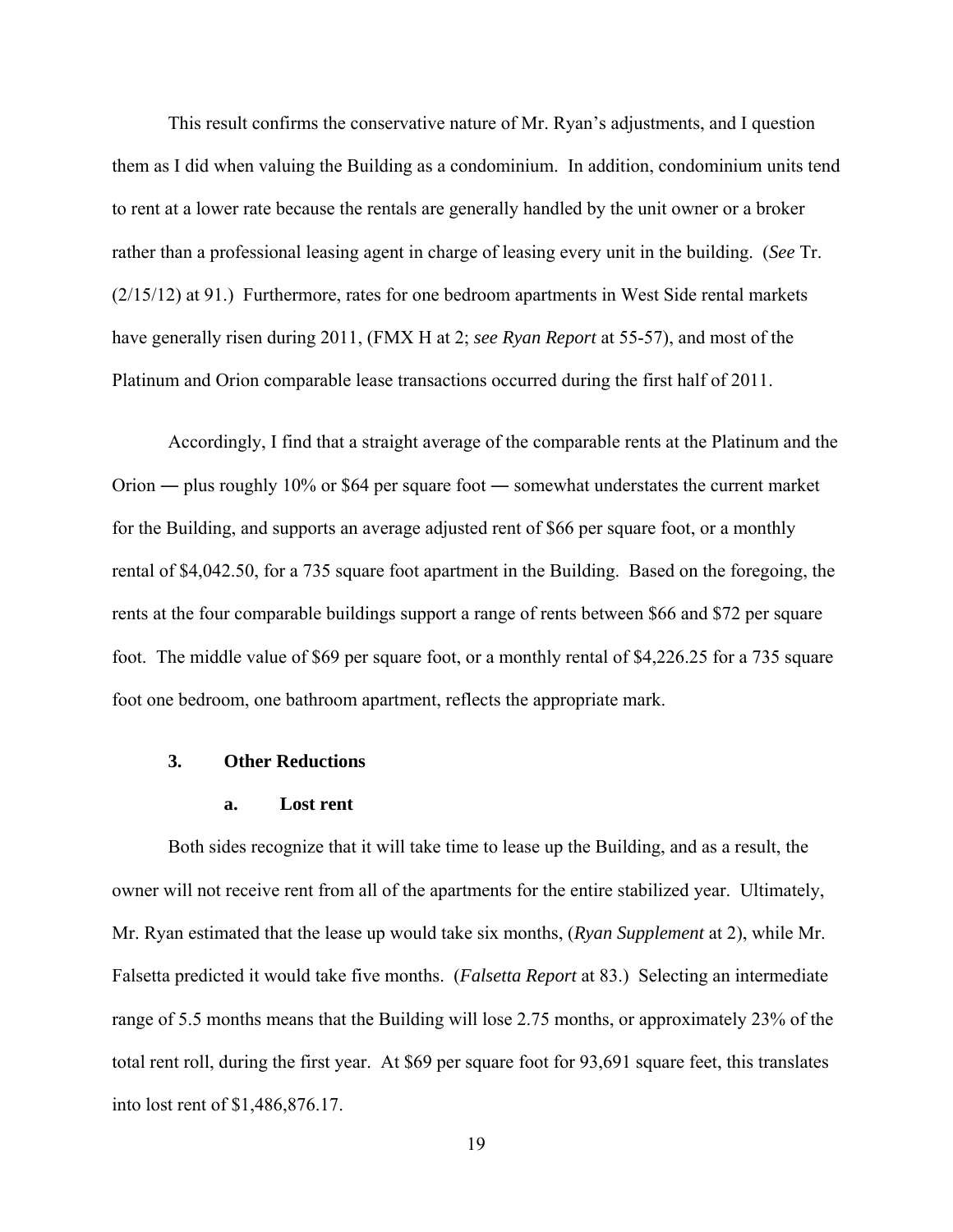This result confirms the conservative nature of Mr. Ryan's adjustments, and I question them as I did when valuing the Building as a condominium. In addition, condominium units tend to rent at a lower rate because the rentals are generally handled by the unit owner or a broker rather than a professional leasing agent in charge of leasing every unit in the building. (*See* Tr. (2/15/12) at 91.) Furthermore, rates for one bedroom apartments in West Side rental markets have generally risen during 2011, (FMX H at 2; *see Ryan Report* at 55-57), and most of the Platinum and Orion comparable lease transactions occurred during the first half of 2011.

Accordingly, I find that a straight average of the comparable rents at the Platinum and the Orion ― plus roughly 10% or $64 per square foot ― somewhat understates the current market for the Building, and supports an average adjusted rent of $66 per square foot, or a monthly rental of $4,042.50, for a 735 square foot apartment in the Building. Based on the foregoing, the rents at the four comparable buildings support a range of rents between $66 and $72 per square foot. The middle value of $69 per square foot, or a monthly rental of $4,226.25 for a 735 square foot one bedroom, one bathroom apartment, reflects the appropriate mark.

### 3. Other Reductions

#### a. Lost rent

Both sides recognize that it will take time to lease up the Building, and as a result, the owner will not receive rent from all of the apartments for the entire stabilized year. Ultimately, Mr. Ryan estimated that the lease up would take six months, (*Ryan Supplement* at 2), while Mr. Falsetta predicted it would take five months. (*Falsetta Report* at 83.) Selecting an intermediate range of 5.5 months means that the Building will lose 2.75 months, or approximately 23% of the total rent roll, during the first year. At $69 per square foot for 93,691 square feet, this translates into lost rent of $1,486,876.17.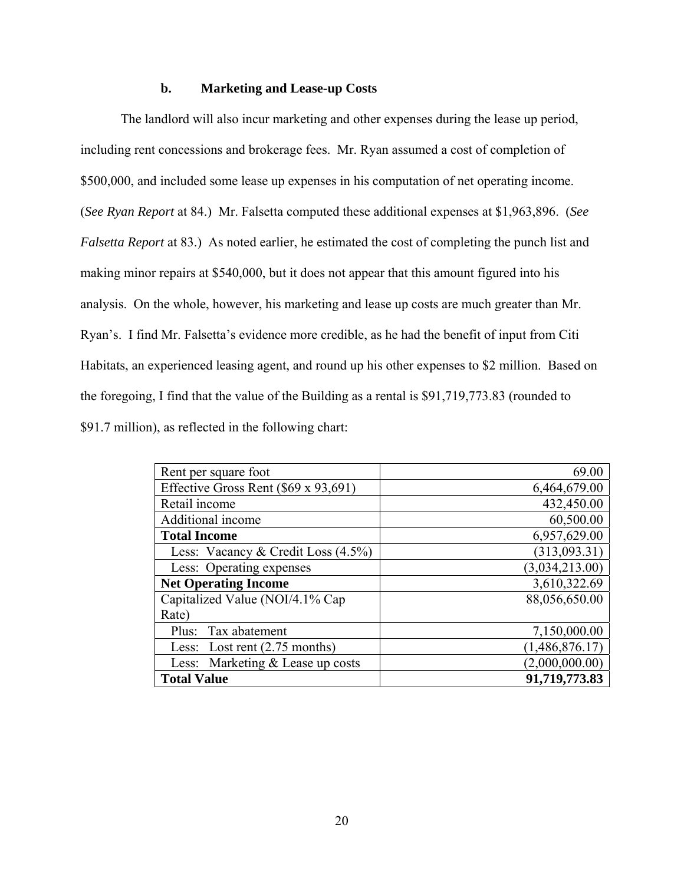### b. Marketing and Lease-up Costs

The landlord will also incur marketing and other expenses during the lease up period, including rent concessions and brokerage fees. Mr. Ryan assumed a cost of completion of $500,000, and included some lease up expenses in his computation of net operating income. (*See Ryan Report* at 84.) Mr. Falsetta computed these additional expenses at $1,963,896. (*See Falsetta Report* at 83.) As noted earlier, he estimated the cost of completing the punch list and making minor repairs at $540,000, but it does not appear that this amount figured into his analysis. On the whole, however, his marketing and lease up costs are much greater than Mr. Ryan's. I find Mr. Falsetta's evidence more credible, as he had the benefit of input from Citi Habitats, an experienced leasing agent, and round up his other expenses to $2 million. Based on the foregoing, I find that the value of the Building as a rental is $91,719,773.83 (rounded to $91.7 million), as reflected in the following chart:

| | |
|---|---:|
| Rent per square foot | 69.00 |
| Effective Gross Rent ($69 x 93,691) | 6,464,679.00 |
| Retail income | 432,450.00 |
| Additional income | 60,500.00 |
| **Total Income** | 6,957,629.00 |
| Less: Vacancy & Credit Loss (4.5%) | (313,093.31) |
| Less: Operating expenses | (3,034,213.00) |
| **Net Operating Income** | 3,610,322.69 |
| Capitalized Value (NOI/4.1% Cap Rate) | 88,056,650.00 |
| Plus: Tax abatement | 7,150,000.00 |
| Less: Lost rent (2.75 months) | (1,486,876.17) |
| Less: Marketing & Lease up costs | (2,000,000.00) |
| **Total Value** | **91,719,773.83** |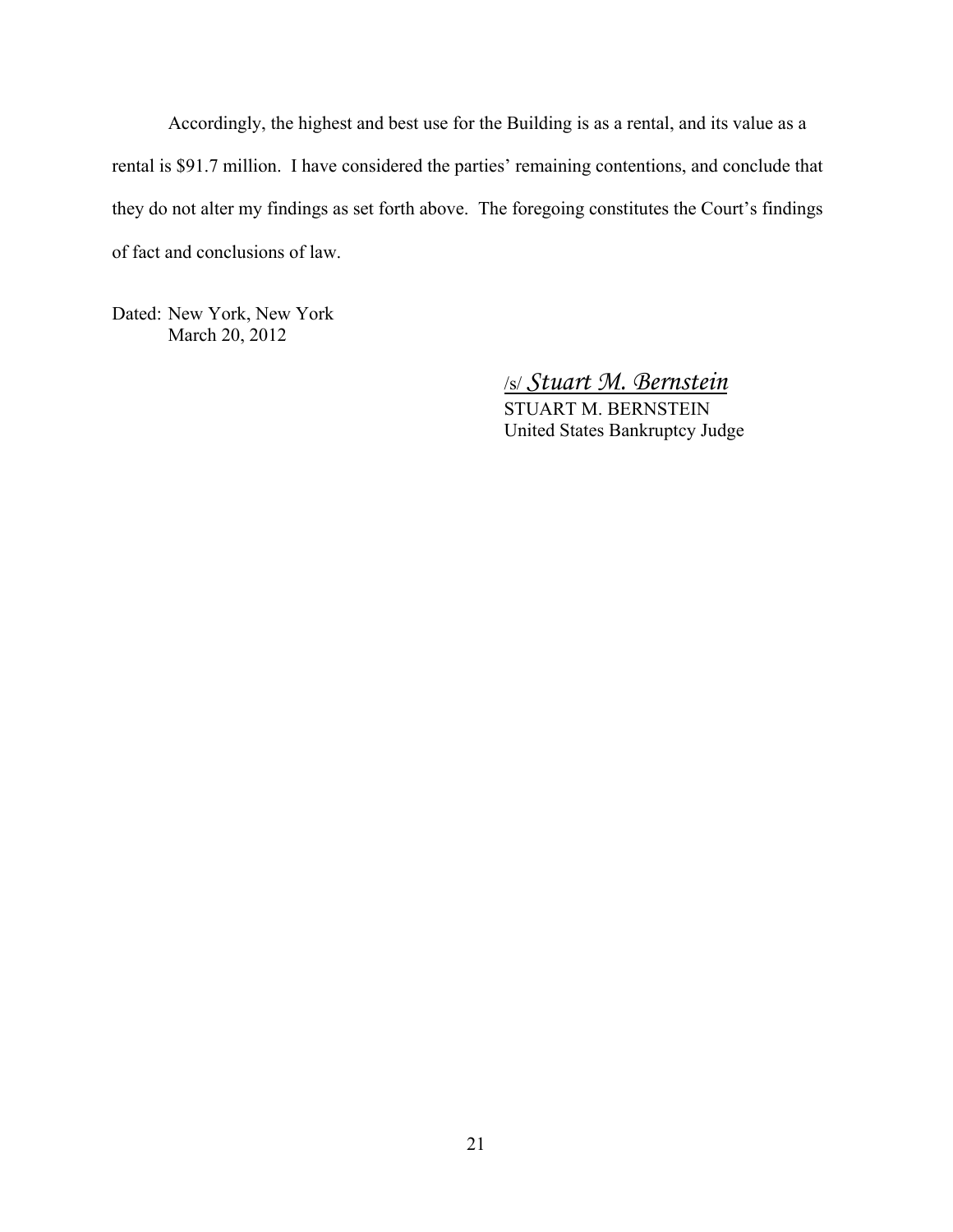Accordingly, the highest and best use for the Building is as a rental, and its value as a rental is $91.7 million. I have considered the parties' remaining contentions, and conclude that they do not alter my findings as set forth above. The foregoing constitutes the Court's findings of fact and conclusions of law.

Dated: New York, New York
March 20, 2012

/s/ *Stuart M. Bernstein*
STUART M. BERNSTEIN
United States Bankruptcy Judge